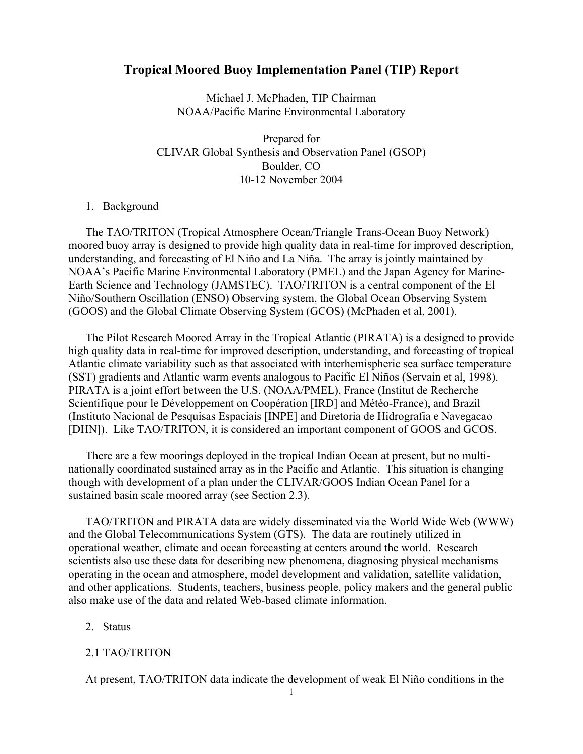# Tropical Moored Buoy Implementation Panel (TIP) Report

Michael J. McPhaden, TIP Chairman
NOAA/Pacific Marine Environmental Laboratory

Prepared for
CLIVAR Global Synthesis and Observation Panel (GSOP)
Boulder, CO
10-12 November 2004

## 1. Background

The TAO/TRITON (Tropical Atmosphere Ocean/Triangle Trans-Ocean Buoy Network) moored buoy array is designed to provide high quality data in real-time for improved description, understanding, and forecasting of El Niño and La Niña. The array is jointly maintained by NOAA's Pacific Marine Environmental Laboratory (PMEL) and the Japan Agency for Marine-Earth Science and Technology (JAMSTEC). TAO/TRITON is a central component of the El Niño/Southern Oscillation (ENSO) Observing system, the Global Ocean Observing System (GOOS) and the Global Climate Observing System (GCOS) (McPhaden et al, 2001).

The Pilot Research Moored Array in the Tropical Atlantic (PIRATA) is a designed to provide high quality data in real-time for improved description, understanding, and forecasting of tropical Atlantic climate variability such as that associated with interhemispheric sea surface temperature (SST) gradients and Atlantic warm events analogous to Pacific El Niños (Servain et al, 1998). PIRATA is a joint effort between the U.S. (NOAA/PMEL), France (Institut de Recherche Scientifique pour le Développement on Coopération [IRD] and Météo-France), and Brazil (Instituto Nacional de Pesquisas Espaciais [INPE] and Diretoria de Hidrografia e Navegacao [DHN]). Like TAO/TRITON, it is considered an important component of GOOS and GCOS.

There are a few moorings deployed in the tropical Indian Ocean at present, but no multi-nationally coordinated sustained array as in the Pacific and Atlantic. This situation is changing though with development of a plan under the CLIVAR/GOOS Indian Ocean Panel for a sustained basin scale moored array (see Section 2.3).

TAO/TRITON and PIRATA data are widely disseminated via the World Wide Web (WWW) and the Global Telecommunications System (GTS). The data are routinely utilized in operational weather, climate and ocean forecasting at centers around the world. Research scientists also use these data for describing new phenomena, diagnosing physical mechanisms operating in the ocean and atmosphere, model development and validation, satellite validation, and other applications. Students, teachers, business people, policy makers and the general public also make use of the data and related Web-based climate information.

## 2. Status

### 2.1 TAO/TRITON

At present, TAO/TRITON data indicate the development of weak El Niño conditions in the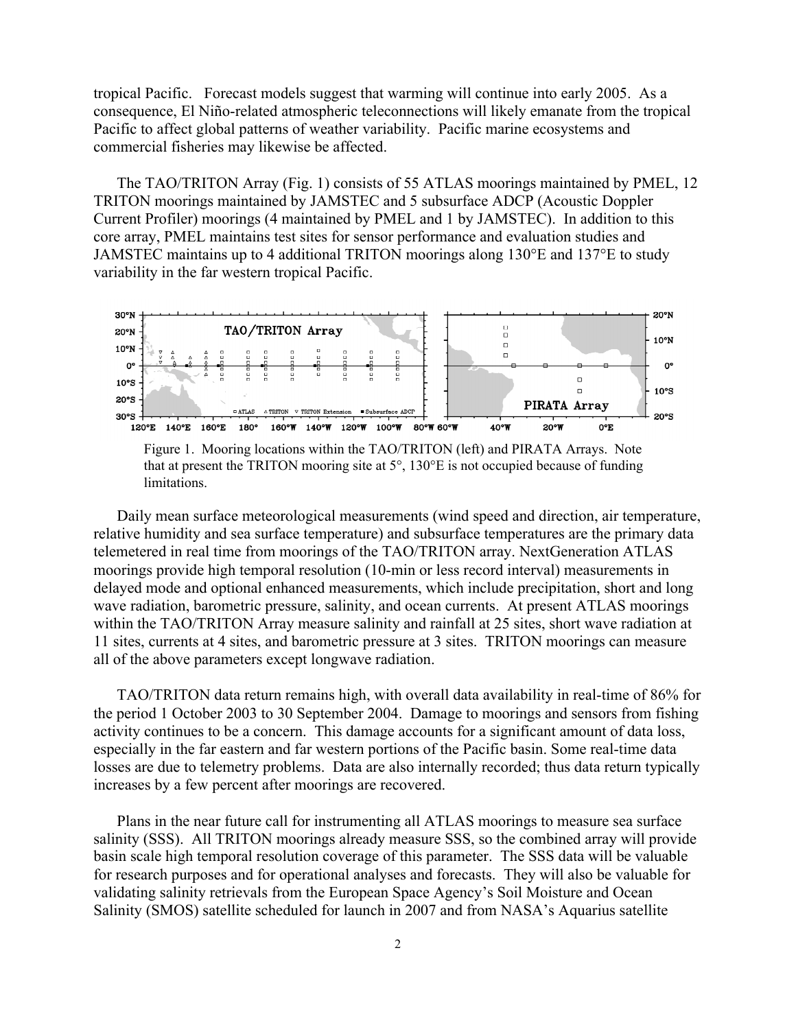tropical Pacific. Forecast models suggest that warming will continue into early 2005. As a consequence, El Niño-related atmospheric teleconnections will likely emanate from the tropical Pacific to affect global patterns of weather variability. Pacific marine ecosystems and commercial fisheries may likewise be affected.

The TAO/TRITON Array (Fig. 1) consists of 55 ATLAS moorings maintained by PMEL, 12 TRITON moorings maintained by JAMSTEC and 5 subsurface ADCP (Acoustic Doppler Current Profiler) moorings (4 maintained by PMEL and 1 by JAMSTEC). In addition to this core array, PMEL maintains test sites for sensor performance and evaluation studies and JAMSTEC maintains up to 4 additional TRITON moorings along 130°E and 137°E to study variability in the far western tropical Pacific.

Figure 1. Mooring locations within the TAO/TRITON (left) and PIRATA Arrays. Note that at present the TRITON mooring site at 5°, 130°E is not occupied because of funding limitations.

Daily mean surface meteorological measurements (wind speed and direction, air temperature, relative humidity and sea surface temperature) and subsurface temperatures are the primary data telemetered in real time from moorings of the TAO/TRITON array. NextGeneration ATLAS moorings provide high temporal resolution (10-min or less record interval) measurements in delayed mode and optional enhanced measurements, which include precipitation, short and long wave radiation, barometric pressure, salinity, and ocean currents. At present ATLAS moorings within the TAO/TRITON Array measure salinity and rainfall at 25 sites, short wave radiation at 11 sites, currents at 4 sites, and barometric pressure at 3 sites. TRITON moorings can measure all of the above parameters except longwave radiation.

TAO/TRITON data return remains high, with overall data availability in real-time of 86% for the period 1 October 2003 to 30 September 2004. Damage to moorings and sensors from fishing activity continues to be a concern. This damage accounts for a significant amount of data loss, especially in the far eastern and far western portions of the Pacific basin. Some real-time data losses are due to telemetry problems. Data are also internally recorded; thus data return typically increases by a few percent after moorings are recovered.

Plans in the near future call for instrumenting all ATLAS moorings to measure sea surface salinity (SSS). All TRITON moorings already measure SSS, so the combined array will provide basin scale high temporal resolution coverage of this parameter. The SSS data will be valuable for research purposes and for operational analyses and forecasts. They will also be valuable for validating salinity retrievals from the European Space Agency's Soil Moisture and Ocean Salinity (SMOS) satellite scheduled for launch in 2007 and from NASA's Aquarius satellite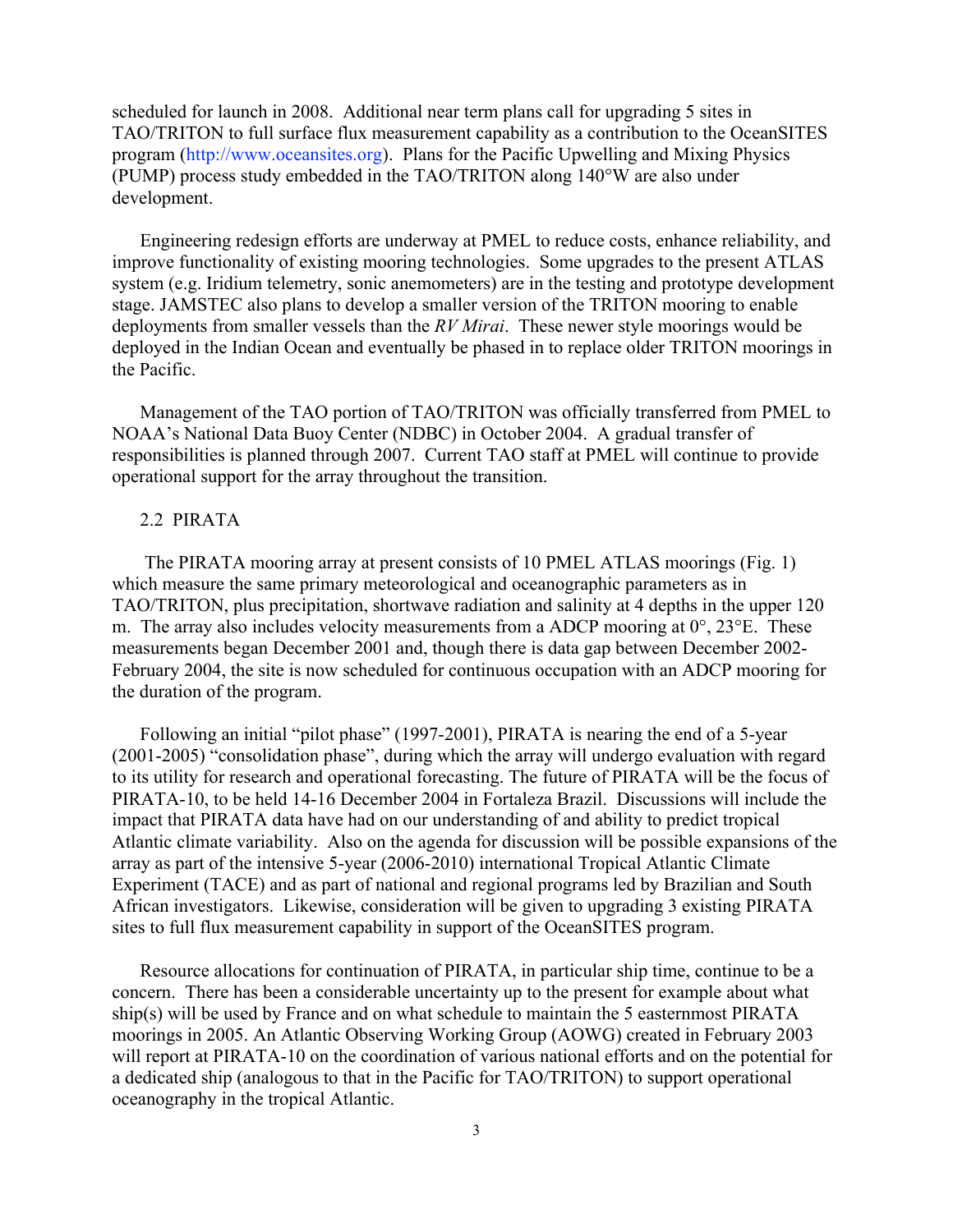scheduled for launch in 2008. Additional near term plans call for upgrading 5 sites in TAO/TRITON to full surface flux measurement capability as a contribution to the OceanSITES program (http://www.oceansites.org). Plans for the Pacific Upwelling and Mixing Physics (PUMP) process study embedded in the TAO/TRITON along 140°W are also under development.

Engineering redesign efforts are underway at PMEL to reduce costs, enhance reliability, and improve functionality of existing mooring technologies. Some upgrades to the present ATLAS system (e.g. Iridium telemetry, sonic anemometers) are in the testing and prototype development stage. JAMSTEC also plans to develop a smaller version of the TRITON mooring to enable deployments from smaller vessels than the *RV Mirai*. These newer style moorings would be deployed in the Indian Ocean and eventually be phased in to replace older TRITON moorings in the Pacific.

Management of the TAO portion of TAO/TRITON was officially transferred from PMEL to NOAA's National Data Buoy Center (NDBC) in October 2004. A gradual transfer of responsibilities is planned through 2007. Current TAO staff at PMEL will continue to provide operational support for the array throughout the transition.

## 2.2 PIRATA

The PIRATA mooring array at present consists of 10 PMEL ATLAS moorings (Fig. 1) which measure the same primary meteorological and oceanographic parameters as in TAO/TRITON, plus precipitation, shortwave radiation and salinity at 4 depths in the upper 120 m. The array also includes velocity measurements from a ADCP mooring at 0°, 23°E. These measurements began December 2001 and, though there is data gap between December 2002-February 2004, the site is now scheduled for continuous occupation with an ADCP mooring for the duration of the program.

Following an initial "pilot phase" (1997-2001), PIRATA is nearing the end of a 5-year (2001-2005) "consolidation phase", during which the array will undergo evaluation with regard to its utility for research and operational forecasting. The future of PIRATA will be the focus of PIRATA-10, to be held 14-16 December 2004 in Fortaleza Brazil. Discussions will include the impact that PIRATA data have had on our understanding of and ability to predict tropical Atlantic climate variability. Also on the agenda for discussion will be possible expansions of the array as part of the intensive 5-year (2006-2010) international Tropical Atlantic Climate Experiment (TACE) and as part of national and regional programs led by Brazilian and South African investigators. Likewise, consideration will be given to upgrading 3 existing PIRATA sites to full flux measurement capability in support of the OceanSITES program.

Resource allocations for continuation of PIRATA, in particular ship time, continue to be a concern. There has been a considerable uncertainty up to the present for example about what ship(s) will be used by France and on what schedule to maintain the 5 easternmost PIRATA moorings in 2005. An Atlantic Observing Working Group (AOWG) created in February 2003 will report at PIRATA-10 on the coordination of various national efforts and on the potential for a dedicated ship (analogous to that in the Pacific for TAO/TRITON) to support operational oceanography in the tropical Atlantic.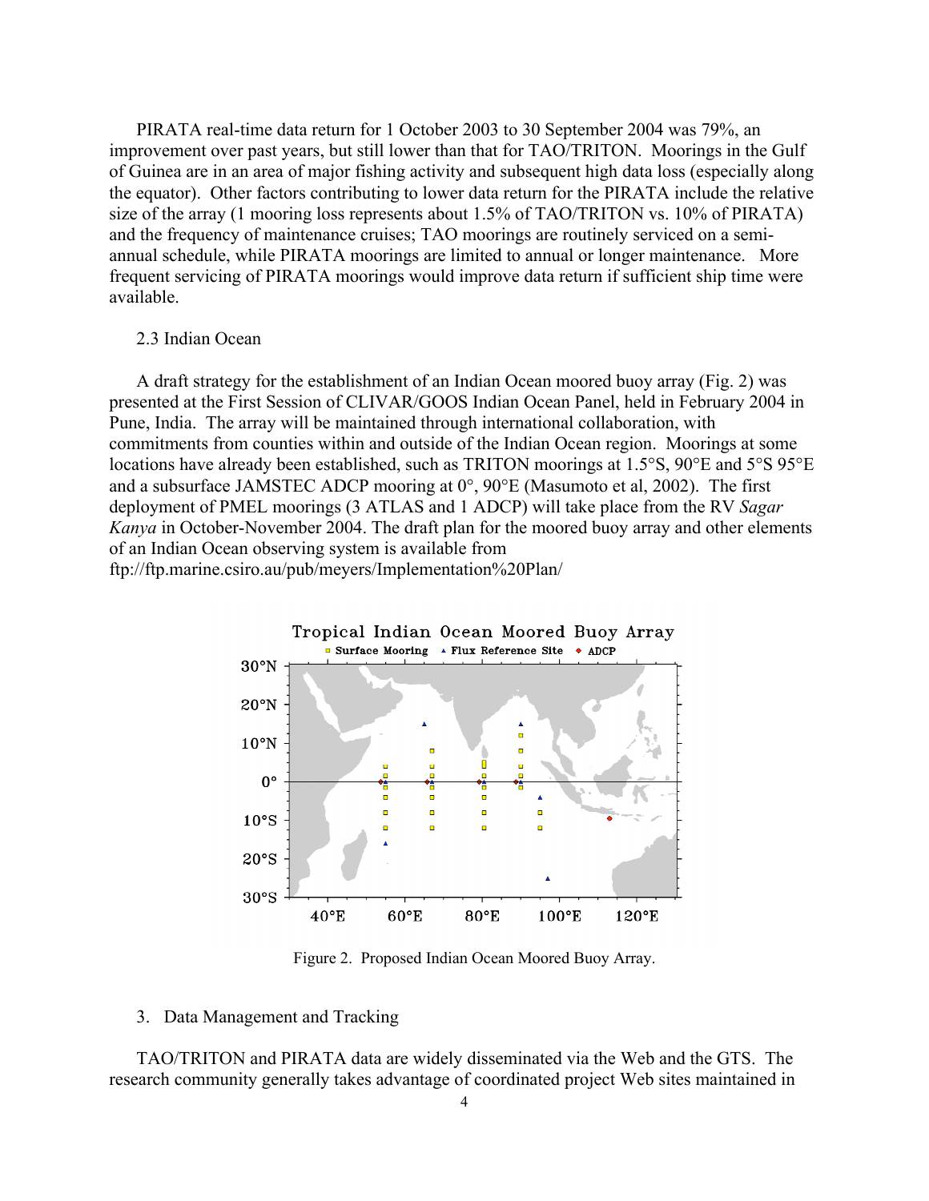PIRATA real-time data return for 1 October 2003 to 30 September 2004 was 79%, an improvement over past years, but still lower than that for TAO/TRITON. Moorings in the Gulf of Guinea are in an area of major fishing activity and subsequent high data loss (especially along the equator). Other factors contributing to lower data return for the PIRATA include the relative size of the array (1 mooring loss represents about 1.5% of TAO/TRITON vs. 10% of PIRATA) and the frequency of maintenance cruises; TAO moorings are routinely serviced on a semi-annual schedule, while PIRATA moorings are limited to annual or longer maintenance. More frequent servicing of PIRATA moorings would improve data return if sufficient ship time were available.

## 2.3 Indian Ocean

A draft strategy for the establishment of an Indian Ocean moored buoy array (Fig. 2) was presented at the First Session of CLIVAR/GOOS Indian Ocean Panel, held in February 2004 in Pune, India. The array will be maintained through international collaboration, with commitments from counties within and outside of the Indian Ocean region. Moorings at some locations have already been established, such as TRITON moorings at 1.5°S, 90°E and 5°S 95°E and a subsurface JAMSTEC ADCP mooring at 0°, 90°E (Masumoto et al, 2002). The first deployment of PMEL moorings (3 ATLAS and 1 ADCP) will take place from the RV *Sagar Kanya* in October-November 2004. The draft plan for the moored buoy array and other elements of an Indian Ocean observing system is available from ftp://ftp.marine.csiro.au/pub/meyers/Implementation%20Plan/

Figure 2. Proposed Indian Ocean Moored Buoy Array.

## 3. Data Management and Tracking

TAO/TRITON and PIRATA data are widely disseminated via the Web and the GTS. The research community generally takes advantage of coordinated project Web sites maintained in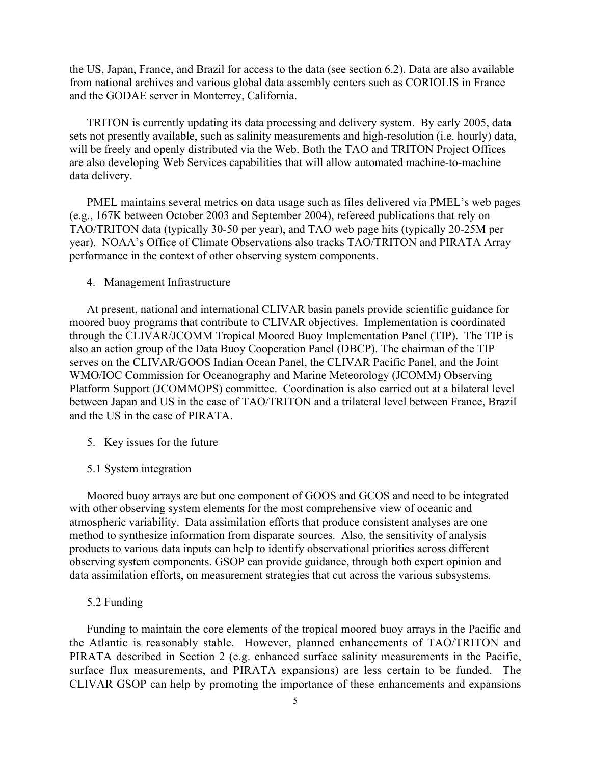the US, Japan, France, and Brazil for access to the data (see section 6.2). Data are also available from national archives and various global data assembly centers such as CORIOLIS in France and the GODAE server in Monterrey, California.

TRITON is currently updating its data processing and delivery system. By early 2005, data sets not presently available, such as salinity measurements and high-resolution (i.e. hourly) data, will be freely and openly distributed via the Web. Both the TAO and TRITON Project Offices are also developing Web Services capabilities that will allow automated machine-to-machine data delivery.

PMEL maintains several metrics on data usage such as files delivered via PMEL's web pages (e.g., 167K between October 2003 and September 2004), refereed publications that rely on TAO/TRITON data (typically 30-50 per year), and TAO web page hits (typically 20-25M per year). NOAA's Office of Climate Observations also tracks TAO/TRITON and PIRATA Array performance in the context of other observing system components.

## 4. Management Infrastructure

At present, national and international CLIVAR basin panels provide scientific guidance for moored buoy programs that contribute to CLIVAR objectives. Implementation is coordinated through the CLIVAR/JCOMM Tropical Moored Buoy Implementation Panel (TIP). The TIP is also an action group of the Data Buoy Cooperation Panel (DBCP). The chairman of the TIP serves on the CLIVAR/GOOS Indian Ocean Panel, the CLIVAR Pacific Panel, and the Joint WMO/IOC Commission for Oceanography and Marine Meteorology (JCOMM) Observing Platform Support (JCOMMOPS) committee. Coordination is also carried out at a bilateral level between Japan and US in the case of TAO/TRITON and a trilateral level between France, Brazil and the US in the case of PIRATA.

## 5. Key issues for the future

### 5.1 System integration

Moored buoy arrays are but one component of GOOS and GCOS and need to be integrated with other observing system elements for the most comprehensive view of oceanic and atmospheric variability. Data assimilation efforts that produce consistent analyses are one method to synthesize information from disparate sources. Also, the sensitivity of analysis products to various data inputs can help to identify observational priorities across different observing system components. GSOP can provide guidance, through both expert opinion and data assimilation efforts, on measurement strategies that cut across the various subsystems.

### 5.2 Funding

Funding to maintain the core elements of the tropical moored buoy arrays in the Pacific and the Atlantic is reasonably stable. However, planned enhancements of TAO/TRITON and PIRATA described in Section 2 (e.g. enhanced surface salinity measurements in the Pacific, surface flux measurements, and PIRATA expansions) are less certain to be funded. The CLIVAR GSOP can help by promoting the importance of these enhancements and expansions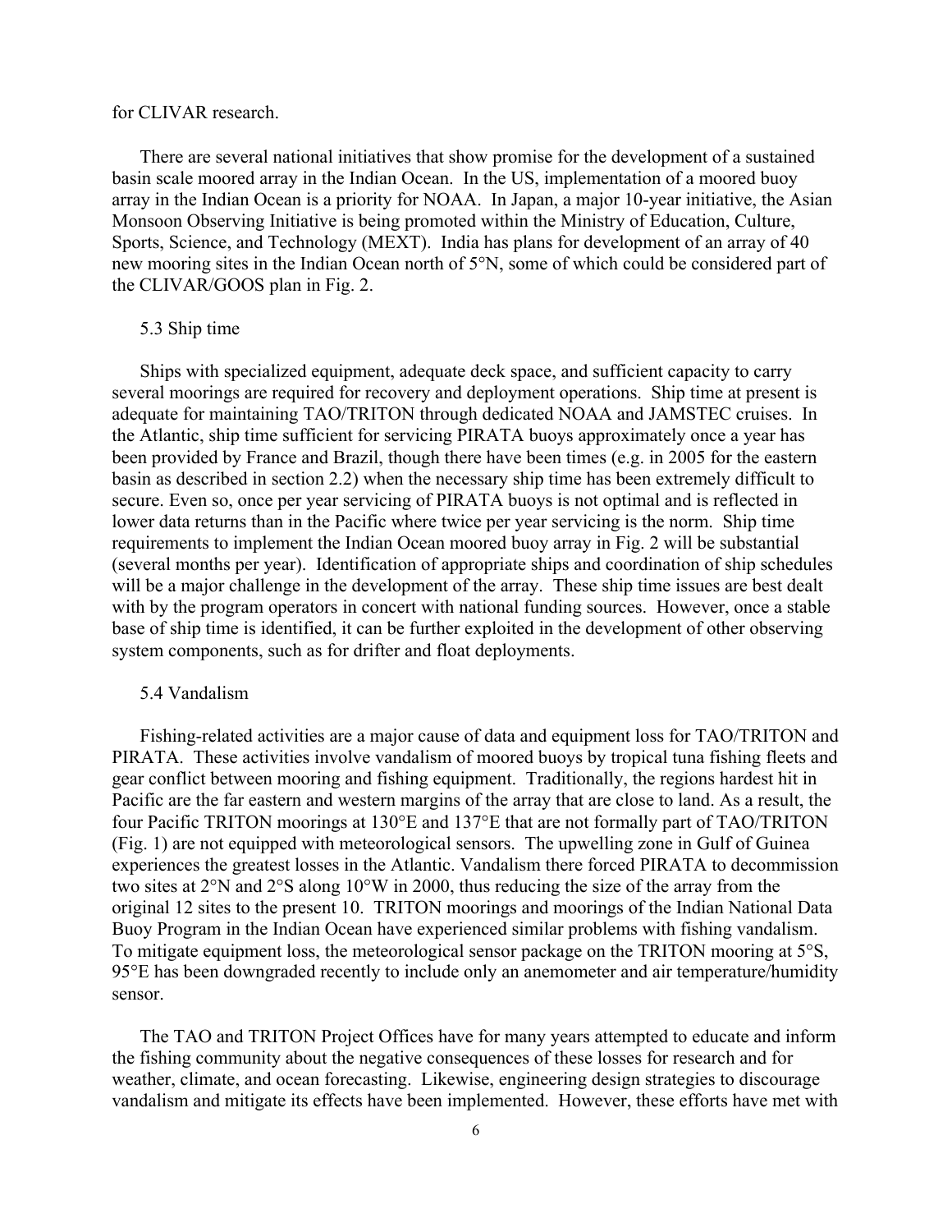for CLIVAR research.

There are several national initiatives that show promise for the development of a sustained basin scale moored array in the Indian Ocean. In the US, implementation of a moored buoy array in the Indian Ocean is a priority for NOAA. In Japan, a major 10-year initiative, the Asian Monsoon Observing Initiative is being promoted within the Ministry of Education, Culture, Sports, Science, and Technology (MEXT). India has plans for development of an array of 40 new mooring sites in the Indian Ocean north of 5°N, some of which could be considered part of the CLIVAR/GOOS plan in Fig. 2.

### 5.3 Ship time

Ships with specialized equipment, adequate deck space, and sufficient capacity to carry several moorings are required for recovery and deployment operations. Ship time at present is adequate for maintaining TAO/TRITON through dedicated NOAA and JAMSTEC cruises. In the Atlantic, ship time sufficient for servicing PIRATA buoys approximately once a year has been provided by France and Brazil, though there have been times (e.g. in 2005 for the eastern basin as described in section 2.2) when the necessary ship time has been extremely difficult to secure. Even so, once per year servicing of PIRATA buoys is not optimal and is reflected in lower data returns than in the Pacific where twice per year servicing is the norm. Ship time requirements to implement the Indian Ocean moored buoy array in Fig. 2 will be substantial (several months per year). Identification of appropriate ships and coordination of ship schedules will be a major challenge in the development of the array. These ship time issues are best dealt with by the program operators in concert with national funding sources. However, once a stable base of ship time is identified, it can be further exploited in the development of other observing system components, such as for drifter and float deployments.

### 5.4 Vandalism

Fishing-related activities are a major cause of data and equipment loss for TAO/TRITON and PIRATA. These activities involve vandalism of moored buoys by tropical tuna fishing fleets and gear conflict between mooring and fishing equipment. Traditionally, the regions hardest hit in Pacific are the far eastern and western margins of the array that are close to land. As a result, the four Pacific TRITON moorings at 130°E and 137°E that are not formally part of TAO/TRITON (Fig. 1) are not equipped with meteorological sensors. The upwelling zone in Gulf of Guinea experiences the greatest losses in the Atlantic. Vandalism there forced PIRATA to decommission two sites at 2°N and 2°S along 10°W in 2000, thus reducing the size of the array from the original 12 sites to the present 10. TRITON moorings and moorings of the Indian National Data Buoy Program in the Indian Ocean have experienced similar problems with fishing vandalism. To mitigate equipment loss, the meteorological sensor package on the TRITON mooring at 5°S, 95°E has been downgraded recently to include only an anemometer and air temperature/humidity sensor.

The TAO and TRITON Project Offices have for many years attempted to educate and inform the fishing community about the negative consequences of these losses for research and for weather, climate, and ocean forecasting. Likewise, engineering design strategies to discourage vandalism and mitigate its effects have been implemented. However, these efforts have met with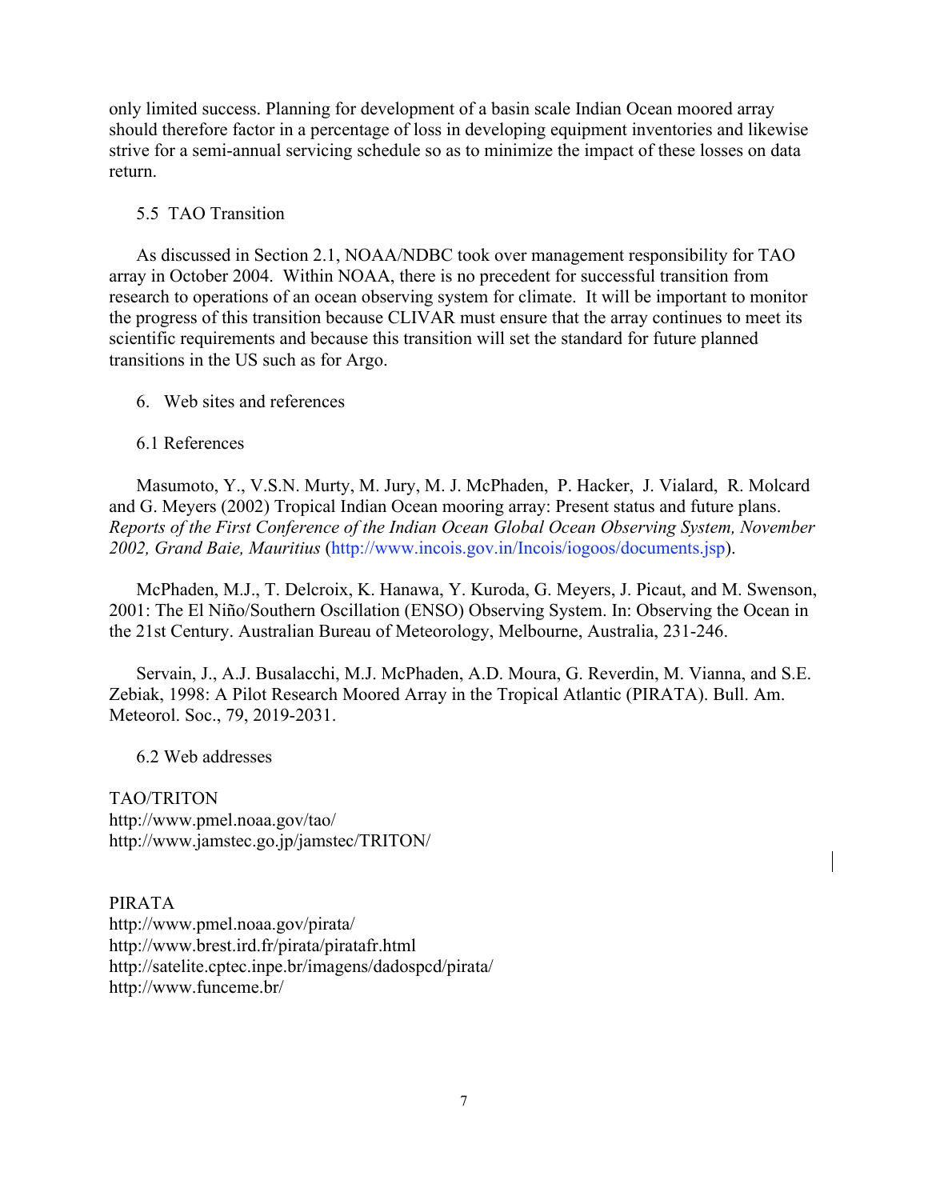only limited success. Planning for development of a basin scale Indian Ocean moored array should therefore factor in a percentage of loss in developing equipment inventories and likewise strive for a semi-annual servicing schedule so as to minimize the impact of these losses on data return.

### 5.5 TAO Transition

As discussed in Section 2.1, NOAA/NDBC took over management responsibility for TAO array in October 2004. Within NOAA, there is no precedent for successful transition from research to operations of an ocean observing system for climate. It will be important to monitor the progress of this transition because CLIVAR must ensure that the array continues to meet its scientific requirements and because this transition will set the standard for future planned transitions in the US such as for Argo.

## 6. Web sites and references

### 6.1 References

Masumoto, Y., V.S.N. Murty, M. Jury, M. J. McPhaden, P. Hacker, J. Vialard, R. Molcard and G. Meyers (2002) Tropical Indian Ocean mooring array: Present status and future plans. *Reports of the First Conference of the Indian Ocean Global Ocean Observing System, November 2002, Grand Baie, Mauritius* (http://www.incois.gov.in/Incois/iogoos/documents.jsp).

McPhaden, M.J., T. Delcroix, K. Hanawa, Y. Kuroda, G. Meyers, J. Picaut, and M. Swenson, 2001: The El Niño/Southern Oscillation (ENSO) Observing System. In: Observing the Ocean in the 21st Century. Australian Bureau of Meteorology, Melbourne, Australia, 231-246.

Servain, J., A.J. Busalacchi, M.J. McPhaden, A.D. Moura, G. Reverdin, M. Vianna, and S.E. Zebiak, 1998: A Pilot Research Moored Array in the Tropical Atlantic (PIRATA). Bull. Am. Meteorol. Soc., 79, 2019-2031.

### 6.2 Web addresses

TAO/TRITON
http://www.pmel.noaa.gov/tao/
http://www.jamstec.go.jp/jamstec/TRITON/

PIRATA
http://www.pmel.noaa.gov/pirata/
http://www.brest.ird.fr/pirata/piratafr.html
http://satelite.cptec.inpe.br/imagens/dadospcd/pirata/
http://www.funceme.br/